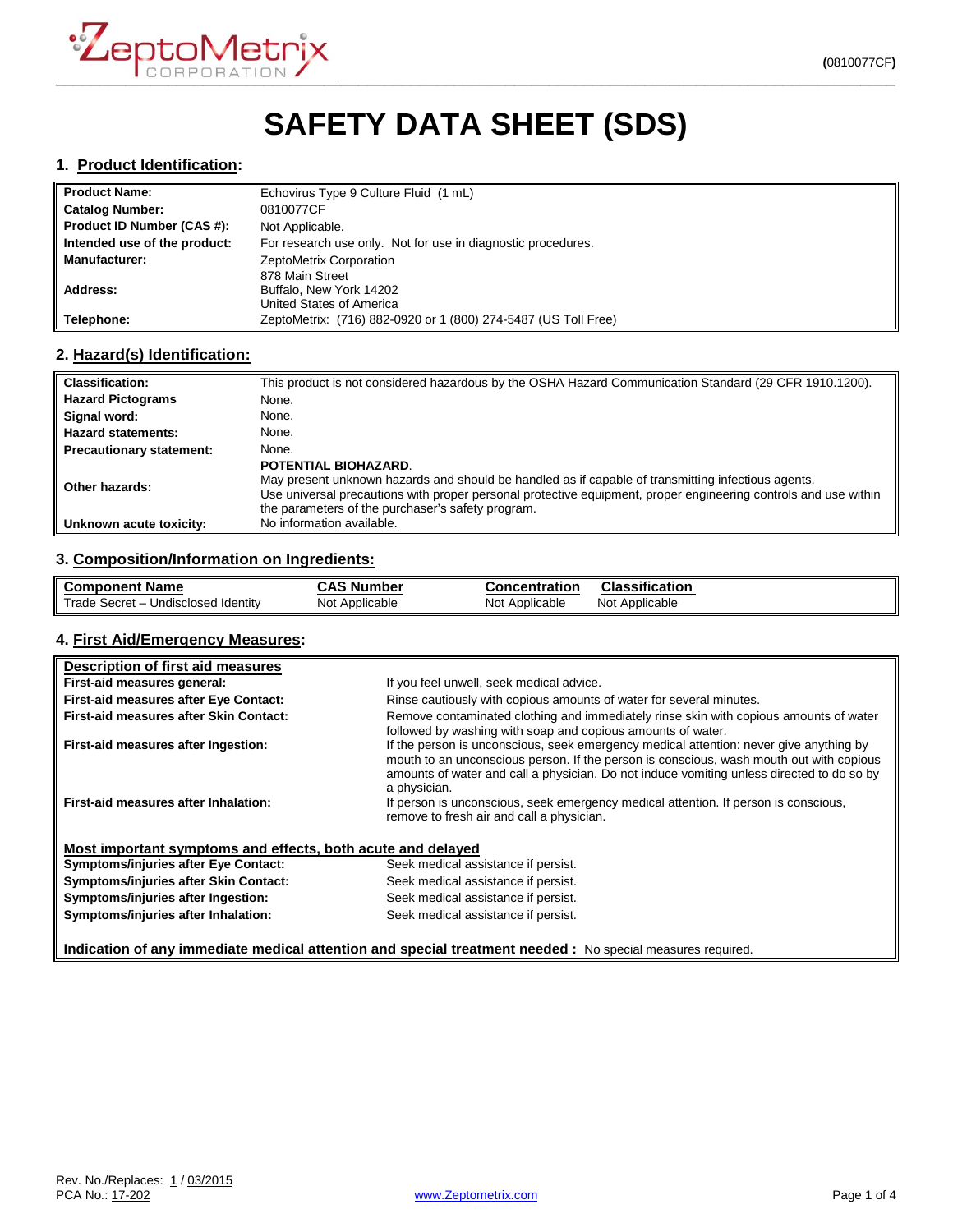ZeptoMetrix CORPORATION

(0810077CF)

# SAFETY DATA SHEET (SDS)

## 1. Product Identification:

| | |
|---|---|
| **Product Name:** | Echovirus Type 9 Culture Fluid (1 mL) |
| **Catalog Number:** | 0810077CF |
| **Product ID Number (CAS #):** | Not Applicable. |
| **Intended use of the product:** | For research use only. Not for use in diagnostic procedures. |
| **Manufacturer:** | ZeptoMetrix Corporation |
| **Address:** | 878 Main Street<br>Buffalo, New York 14202<br>United States of America |
| **Telephone:** | ZeptoMetrix: (716) 882-0920 or 1 (800) 274-5487 (US Toll Free) |

## 2. Hazard(s) Identification:

| | |
|---|---|
| **Classification:** | This product is not considered hazardous by the OSHA Hazard Communication Standard (29 CFR 1910.1200). |
| **Hazard Pictograms** | None. |
| **Signal word:** | None. |
| **Hazard statements:** | None. |
| **Precautionary statement:** | None. |
| **Other hazards:** | **POTENTIAL BIOHAZARD**.<br>May present unknown hazards and should be handled as if capable of transmitting infectious agents.<br>Use universal precautions with proper personal protective equipment, proper engineering controls and use within the parameters of the purchaser's safety program. |
| **Unknown acute toxicity:** | No information available. |

## 3. Composition/Information on Ingredients:

| Component Name | CAS Number | Concentration | Classification |
|---|---|---|---|
| Trade Secret – Undisclosed Identity | Not Applicable | Not Applicable | Not Applicable |

## 4. First Aid/Emergency Measures:

**Description of first aid measures**

| | |
|---|---|
| **First-aid measures general:** | If you feel unwell, seek medical advice. |
| **First-aid measures after Eye Contact:** | Rinse cautiously with copious amounts of water for several minutes. |
| **First-aid measures after Skin Contact:** | Remove contaminated clothing and immediately rinse skin with copious amounts of water followed by washing with soap and copious amounts of water. |
| **First-aid measures after Ingestion:** | If the person is unconscious, seek emergency medical attention: never give anything by mouth to an unconscious person. If the person is conscious, wash mouth out with copious amounts of water and call a physician. Do not induce vomiting unless directed to do so by a physician. |
| **First-aid measures after Inhalation:** | If person is unconscious, seek emergency medical attention. If person is conscious, remove to fresh air and call a physician. |

**Most important symptoms and effects, both acute and delayed**

| | |
|---|---|
| **Symptoms/injuries after Eye Contact:** | Seek medical assistance if persist. |
| **Symptoms/injuries after Skin Contact:** | Seek medical assistance if persist. |
| **Symptoms/injuries after Ingestion:** | Seek medical assistance if persist. |
| **Symptoms/injuries after Inhalation:** | Seek medical assistance if persist. |

**Indication of any immediate medical attention and special treatment needed :** No special measures required.

Rev. No./Replaces: 1 / 03/2015
PCA No.: 17-202

www.Zeptometrix.com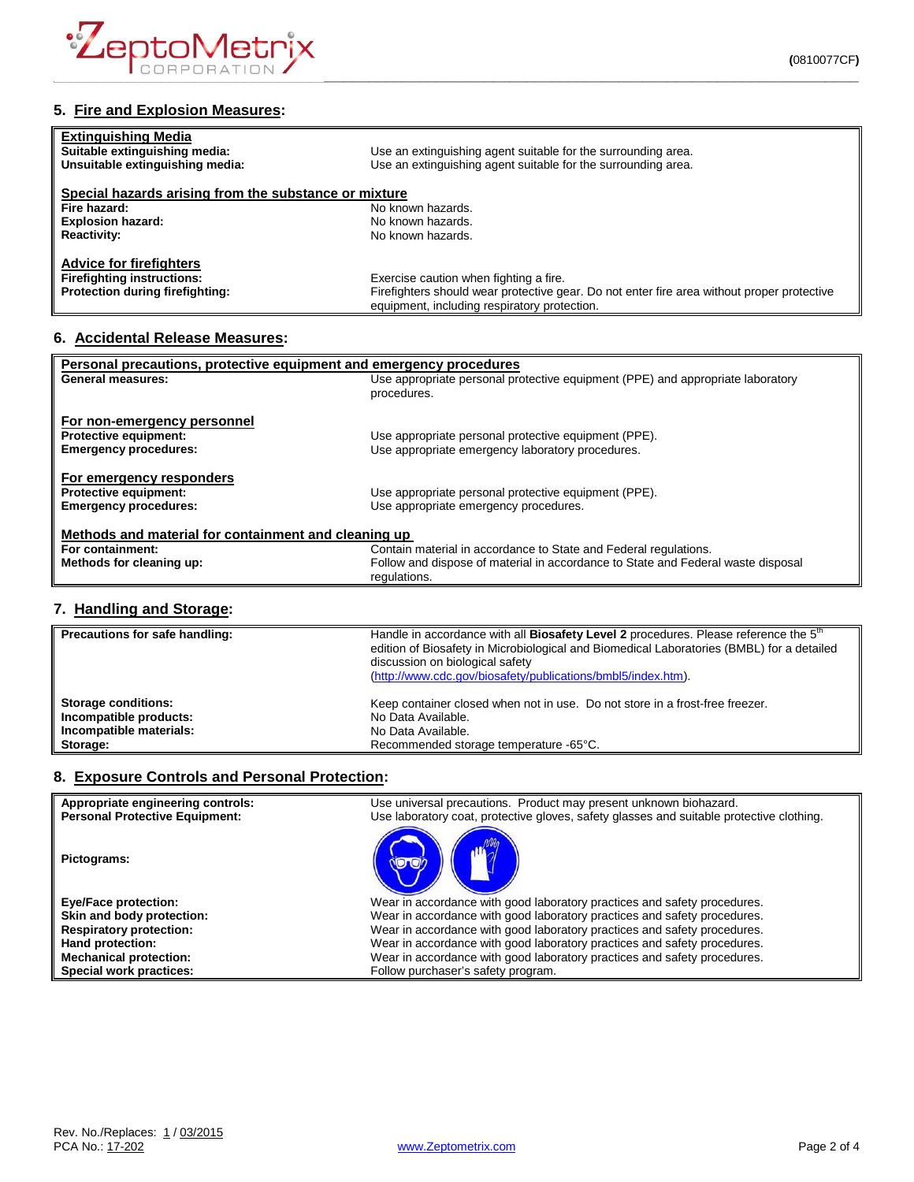## 5. Fire and Explosion Measures:

| | |
|---|---|
| **Extinguishing Media** | |
| **Suitable extinguishing media:** | Use an extinguishing agent suitable for the surrounding area. |
| **Unsuitable extinguishing media:** | Use an extinguishing agent suitable for the surrounding area. |
| **Special hazards arising from the substance or mixture** | |
| **Fire hazard:** | No known hazards. |
| **Explosion hazard:** | No known hazards. |
| **Reactivity:** | No known hazards. |
| **Advice for firefighters** | |
| **Firefighting instructions:** | Exercise caution when fighting a fire. |
| **Protection during firefighting:** | Firefighters should wear protective gear. Do not enter fire area without proper protective equipment, including respiratory protection. |

## 6. Accidental Release Measures:

| | |
|---|---|
| **Personal precautions, protective equipment and emergency procedures** | |
| **General measures:** | Use appropriate personal protective equipment (PPE) and appropriate laboratory procedures. |
| **For non-emergency personnel** | |
| **Protective equipment:** | Use appropriate personal protective equipment (PPE). |
| **Emergency procedures:** | Use appropriate emergency laboratory procedures. |
| **For emergency responders** | |
| **Protective equipment:** | Use appropriate personal protective equipment (PPE). |
| **Emergency procedures:** | Use appropriate emergency procedures. |
| **Methods and material for containment and cleaning up** | |
| **For containment:** | Contain material in accordance to State and Federal regulations. |
| **Methods for cleaning up:** | Follow and dispose of material in accordance to State and Federal waste disposal regulations. |

## 7. Handling and Storage:

| | |
|---|---|
| **Precautions for safe handling:** | Handle in accordance with all **Biosafety Level 2** procedures. Please reference the 5th edition of Biosafety in Microbiological and Biomedical Laboratories (BMBL) for a detailed discussion on biological safety (http://www.cdc.gov/biosafety/publications/bmbl5/index.htm). |
| **Storage conditions:** | Keep container closed when not in use. Do not store in a frost-free freezer. |
| **Incompatible products:** | No Data Available. |
| **Incompatible materials:** | No Data Available. |
| **Storage:** | Recommended storage temperature -65°C. |

## 8. Exposure Controls and Personal Protection:

| | |
|---|---|
| **Appropriate engineering controls:** | Use universal precautions. Product may present unknown biohazard. |
| **Personal Protective Equipment:** | Use laboratory coat, protective gloves, safety glasses and suitable protective clothing. |
| **Pictograms:** | |
| **Eye/Face protection:** | Wear in accordance with good laboratory practices and safety procedures. |
| **Skin and body protection:** | Wear in accordance with good laboratory practices and safety procedures. |
| **Respiratory protection:** | Wear in accordance with good laboratory practices and safety procedures. |
| **Hand protection:** | Wear in accordance with good laboratory practices and safety procedures. |
| **Mechanical protection:** | Wear in accordance with good laboratory practices and safety procedures. |
| **Special work practices:** | Follow purchaser's safety program. |

Rev. No./Replaces: 1 / 03/2015
PCA No.: 17-202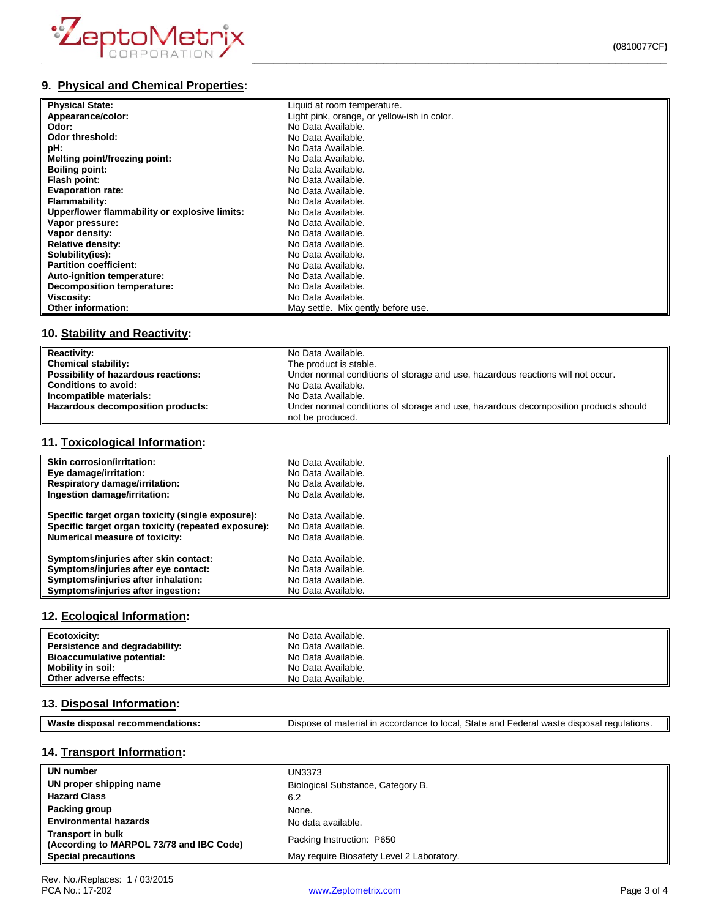## 9. Physical and Chemical Properties:

| | |
|---|---|
| **Physical State:** | Liquid at room temperature. |
| **Appearance/color:** | Light pink, orange, or yellow-ish in color. |
| **Odor:** | No Data Available. |
| **Odor threshold:** | No Data Available. |
| **pH:** | No Data Available. |
| **Melting point/freezing point:** | No Data Available. |
| **Boiling point:** | No Data Available. |
| **Flash point:** | No Data Available. |
| **Evaporation rate:** | No Data Available. |
| **Flammability:** | No Data Available. |
| **Upper/lower flammability or explosive limits:** | No Data Available. |
| **Vapor pressure:** | No Data Available. |
| **Vapor density:** | No Data Available. |
| **Relative density:** | No Data Available. |
| **Solubility(ies):** | No Data Available. |
| **Partition coefficient:** | No Data Available. |
| **Auto-ignition temperature:** | No Data Available. |
| **Decomposition temperature:** | No Data Available. |
| **Viscosity:** | No Data Available. |
| **Other information:** | May settle. Mix gently before use. |

## 10. Stability and Reactivity:

| | |
|---|---|
| **Reactivity:** | No Data Available. |
| **Chemical stability:** | The product is stable. |
| **Possibility of hazardous reactions:** | Under normal conditions of storage and use, hazardous reactions will not occur. |
| **Conditions to avoid:** | No Data Available. |
| **Incompatible materials:** | No Data Available. |
| **Hazardous decomposition products:** | Under normal conditions of storage and use, hazardous decomposition products should not be produced. |

## 11. Toxicological Information:

| | |
|---|---|
| **Skin corrosion/irritation:** | No Data Available. |
| **Eye damage/irritation:** | No Data Available. |
| **Respiratory damage/irritation:** | No Data Available. |
| **Ingestion damage/irritation:** | No Data Available. |
| **Specific target organ toxicity (single exposure):** | No Data Available. |
| **Specific target organ toxicity (repeated exposure):** | No Data Available. |
| **Numerical measure of toxicity:** | No Data Available. |
| **Symptoms/injuries after skin contact:** | No Data Available. |
| **Symptoms/injuries after eye contact:** | No Data Available. |
| **Symptoms/injuries after inhalation:** | No Data Available. |
| **Symptoms/injuries after ingestion:** | No Data Available. |

## 12. Ecological Information:

| | |
|---|---|
| **Ecotoxicity:** | No Data Available. |
| **Persistence and degradability:** | No Data Available. |
| **Bioaccumulative potential:** | No Data Available. |
| **Mobility in soil:** | No Data Available. |
| **Other adverse effects:** | No Data Available. |

## 13. Disposal Information:

| | |
|---|---|
| **Waste disposal recommendations:** | Dispose of material in accordance to local, State and Federal waste disposal regulations. |

## 14. Transport Information:

| | |
|---|---|
| **UN number** | UN3373 |
| **UN proper shipping name** | Biological Substance, Category B. |
| **Hazard Class** | 6.2 |
| **Packing group** | None. |
| **Environmental hazards** | No data available. |
| **Transport in bulk (According to MARPOL 73/78 and IBC Code)** | Packing Instruction: P650 |
| **Special precautions** | May require Biosafety Level 2 Laboratory. |

Rev. No./Replaces: 1 / 03/2015
PCA No.: 17-202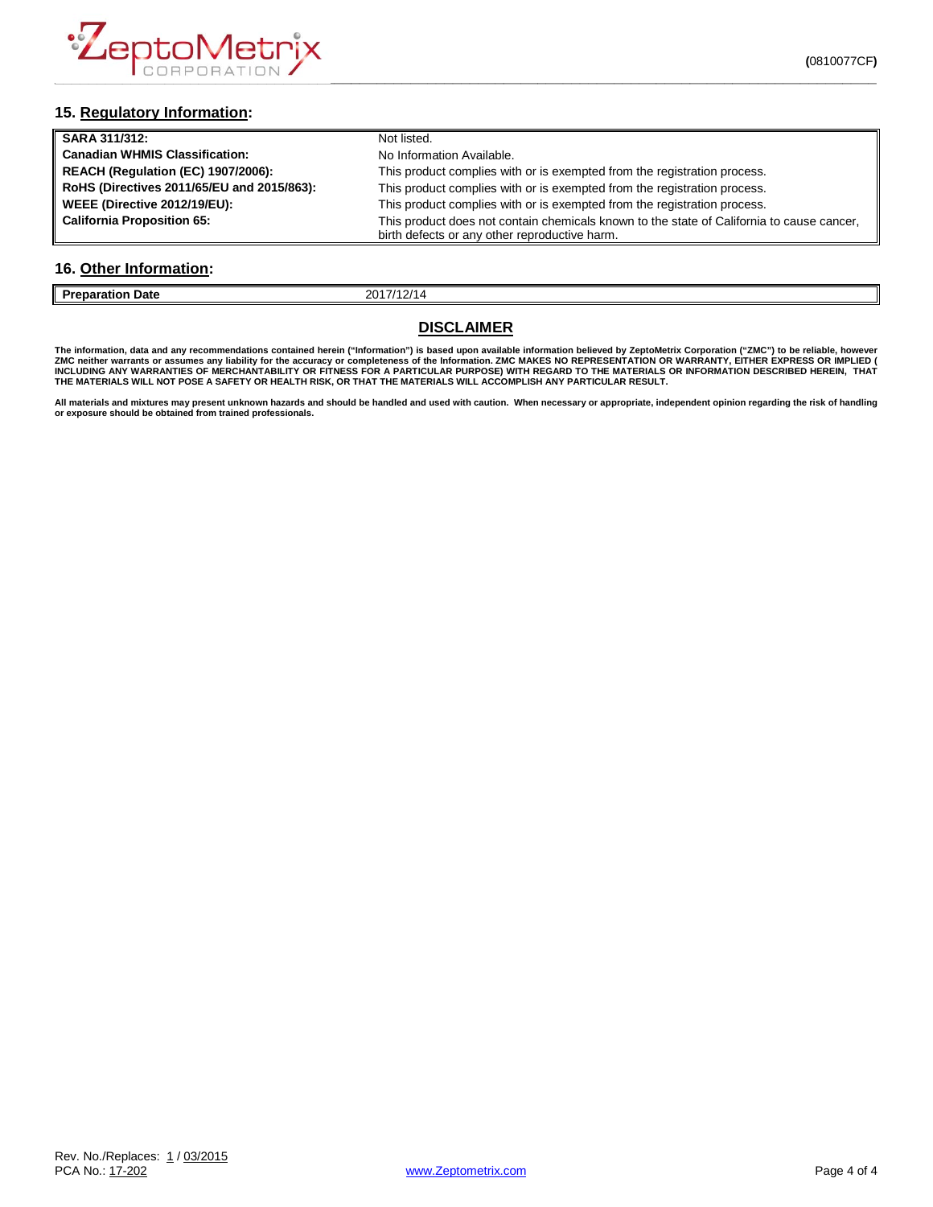## 15. Regulatory Information:

| | |
|---|---|
| **SARA 311/312:** | Not listed. |
| **Canadian WHMIS Classification:** | No Information Available. |
| **REACH (Regulation (EC) 1907/2006):** | This product complies with or is exempted from the registration process. |
| **RoHS (Directives 2011/65/EU and 2015/863):** | This product complies with or is exempted from the registration process. |
| **WEEE (Directive 2012/19/EU):** | This product complies with or is exempted from the registration process. |
| **California Proposition 65:** | This product does not contain chemicals known to the state of California to cause cancer, birth defects or any other reproductive harm. |

## 16. Other Information:

| | |
|---|---|
| **Preparation Date** | 2017/12/14 |

## DISCLAIMER

**The information, data and any recommendations contained herein ("Information") is based upon available information believed by ZeptoMetrix Corporation ("ZMC") to be reliable, however ZMC neither warrants or assumes any liability for the accuracy or completeness of the Information. ZMC MAKES NO REPRESENTATION OR WARRANTY, EITHER EXPRESS OR IMPLIED ( INCLUDING ANY WARRANTIES OF MERCHANTABILITY OR FITNESS FOR A PARTICULAR PURPOSE) WITH REGARD TO THE MATERIALS OR INFORMATION DESCRIBED HEREIN, THAT THE MATERIALS WILL NOT POSE A SAFETY OR HEALTH RISK, OR THAT THE MATERIALS WILL ACCOMPLISH ANY PARTICULAR RESULT.**

**All materials and mixtures may present unknown hazards and should be handled and used with caution. When necessary or appropriate, independent opinion regarding the risk of handling or exposure should be obtained from trained professionals.**

Rev. No./Replaces: 1 / 03/2015
PCA No.: 17-202